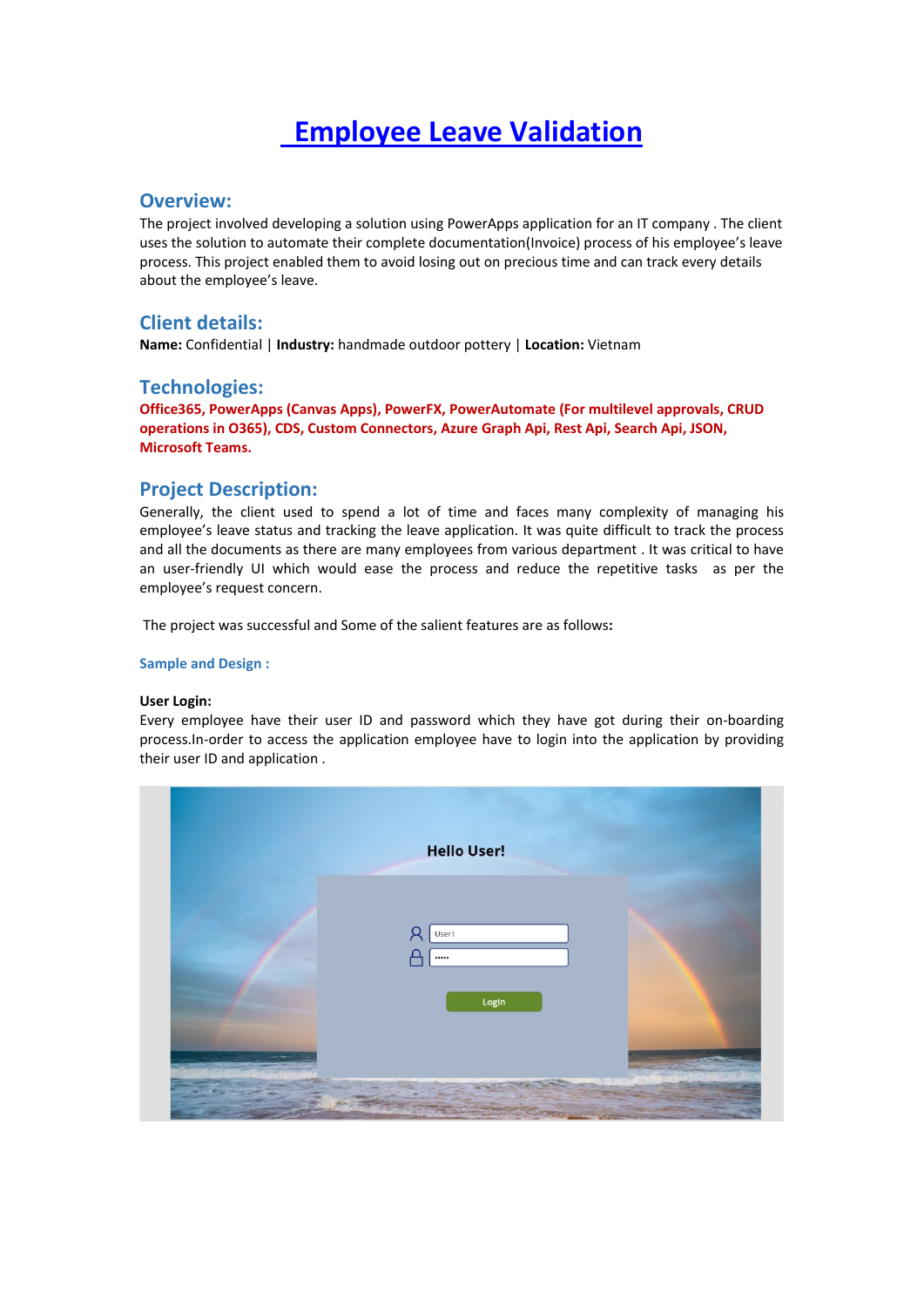# Employee Leave Validation

## Overview:

The project involved developing a solution using PowerApps application for an IT company . The client uses the solution to automate their complete documentation(Invoice) process of his employee's leave process. This project enabled them to avoid losing out on precious time and can track every details about the employee's leave.

## Client details:

**Name:** Confidential | **Industry:** handmade outdoor pottery | **Location:** Vietnam

## Technologies:

**Office365, PowerApps (Canvas Apps), PowerFX, PowerAutomate (For multilevel approvals, CRUD operations in O365), CDS, Custom Connectors, Azure Graph Api, Rest Api, Search Api, JSON, Microsoft Teams.**

## Project Description:

Generally, the client used to spend a lot of time and faces many complexity of managing his employee's leave status and tracking the leave application. It was quite difficult to track the process and all the documents as there are many employees from various department . It was critical to have an user-friendly UI which would ease the process and reduce the repetitive tasks as per the employee's request concern.

The project was successful and Some of the salient features are as follows**:**

### Sample and Design :

**User Login:**

Every employee have their user ID and password which they have got during their on-boarding process.In-order to access the application employee have to login into the application by providing their user ID and application .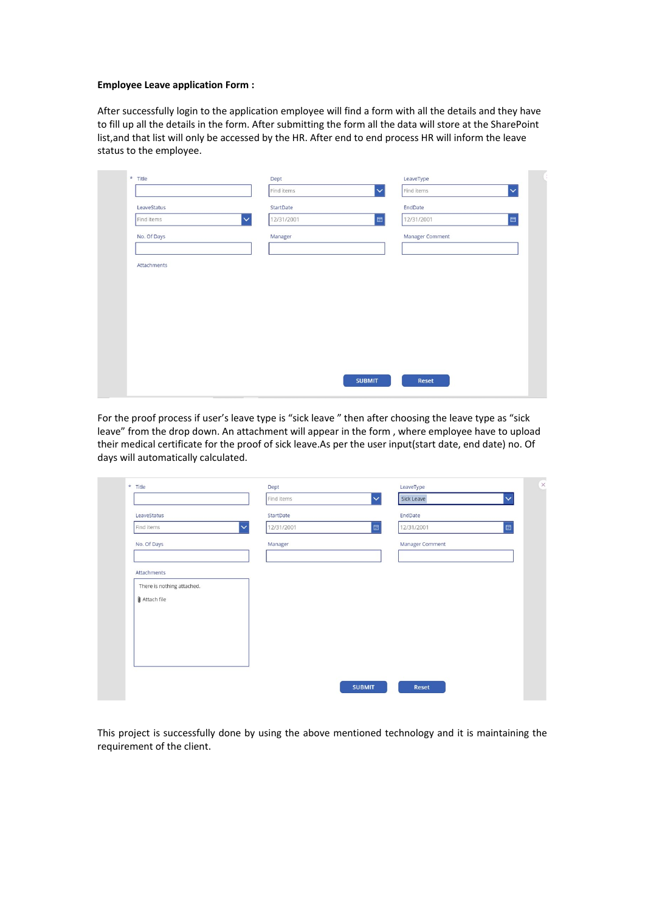**Employee Leave application Form :**

After successfully login to the application employee will find a form with all the details and they have to fill up all the details in the form. After submitting the form all the data will store at the SharePoint list,and that list will only be accessed by the HR. After end to end process HR will inform the leave status to the employee.

\* Title

Dept

Find items

LeaveType

Find items

LeaveStatus

Find items

StartDate

12/31/2001

EndDate

12/31/2001

No. Of Days

Manager

Manager Comment

Attachments

SUBMIT

Reset

For the proof process if user's leave type is "sick leave " then after choosing the leave type as "sick leave" from the drop down. An attachment will appear in the form , where employee have to upload their medical certificate for the proof of sick leave.As per the user input(start date, end date) no. Of days will automatically calculated.

\* Title

Dept

Find items

LeaveType

Sick Leave

LeaveStatus

Find items

StartDate

12/31/2001

EndDate

12/31/2001

No. Of Days

Manager

Manager Comment

Attachments

There is nothing attached.

Attach file

SUBMIT

Reset

This project is successfully done by using the above mentioned technology and it is maintaining the requirement of the client.